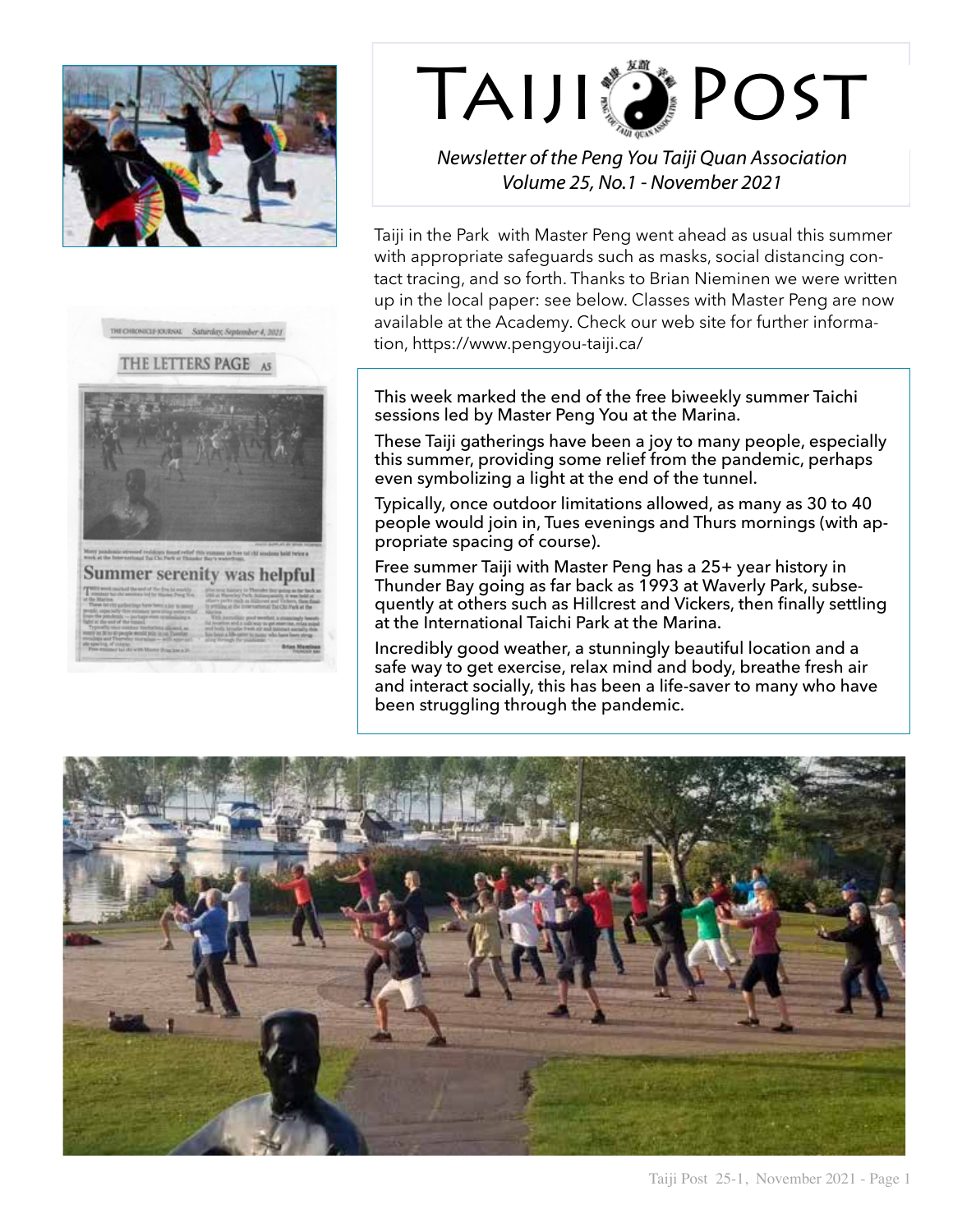# Taiji Post

*Newsletter of the Peng You Taiji Quan Association*
*Volume 25, No.1 - November 2021*

Taiji in the Park with Master Peng went ahead as usual this summer with appropriate safeguards such as masks, social distancing contact tracing, and so forth. Thanks to Brian Nieminen we were written up in the local paper: see below. Classes with Master Peng are now available at the Academy. Check our web site for further information, https://www.pengyou-taiji.ca/

This week marked the end of the free biweekly summer Taichi sessions led by Master Peng You at the Marina.

These Taiji gatherings have been a joy to many people, especially this summer, providing some relief from the pandemic, perhaps even symbolizing a light at the end of the tunnel.

Typically, once outdoor limitations allowed, as many as 30 to 40 people would join in, Tues evenings and Thurs mornings (with appropriate spacing of course).

Free summer Taiji with Master Peng has a 25+ year history in Thunder Bay going as far back as 1993 at Waverly Park, subsequently at others such as Hillcrest and Vickers, then finally settling at the International Taichi Park at the Marina.

Incredibly good weather, a stunningly beautiful location and a safe way to get exercise, relax mind and body, breathe fresh air and interact socially, this has been a life-saver to many who have been struggling through the pandemic.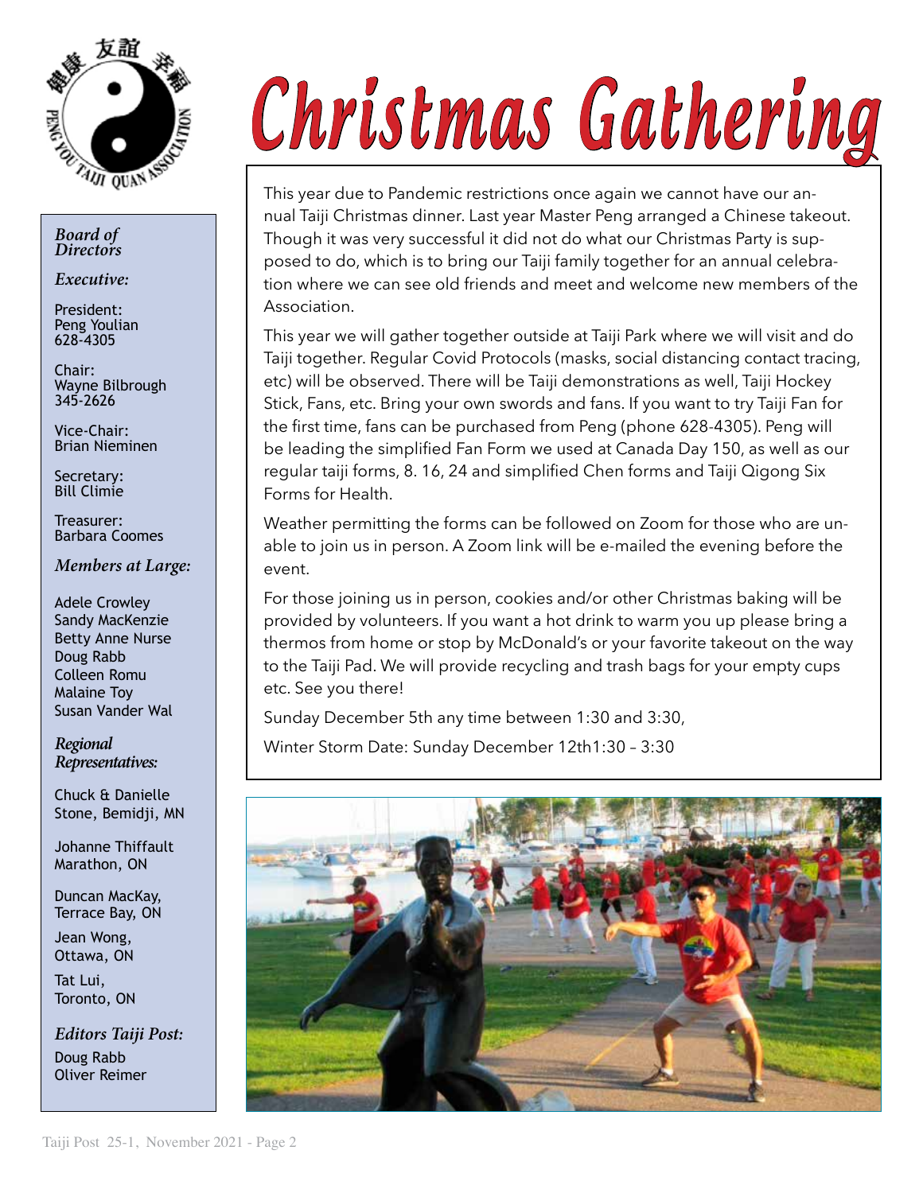# Christmas Gathering

This year due to Pandemic restrictions once again we cannot have our annual Taiji Christmas dinner. Last year Master Peng arranged a Chinese takeout. Though it was very successful it did not do what our Christmas Party is supposed to do, which is to bring our Taiji family together for an annual celebration where we can see old friends and meet and welcome new members of the Association.

This year we will gather together outside at Taiji Park where we will visit and do Taiji together. Regular Covid Protocols (masks, social distancing contact tracing, etc) will be observed. There will be Taiji demonstrations as well, Taiji Hockey Stick, Fans, etc. Bring your own swords and fans. If you want to try Taiji Fan for the first time, fans can be purchased from Peng (phone 628-4305). Peng will be leading the simplified Fan Form we used at Canada Day 150, as well as our regular taiji forms, 8. 16, 24 and simplified Chen forms and Taiji Qigong Six Forms for Health.

Weather permitting the forms can be followed on Zoom for those who are unable to join us in person. A Zoom link will be e-mailed the evening before the event.

For those joining us in person, cookies and/or other Christmas baking will be provided by volunteers. If you want a hot drink to warm you up please bring a thermos from home or stop by McDonald's or your favorite takeout on the way to the Taiji Pad. We will provide recycling and trash bags for your empty cups etc. See you there!

Sunday December 5th any time between 1:30 and 3:30,

Winter Storm Date: Sunday December 12th1:30 – 3:30

*Board of Directors*

*Executive:*

President:
Peng Youlian
628-4305

Chair:
Wayne Bilbrough
345-2626

Vice-Chair:
Brian Nieminen

Secretary:
Bill Climie

Treasurer:
Barbara Coomes

*Members at Large:*

Adele Crowley
Sandy MacKenzie
Betty Anne Nurse
Doug Rabb
Colleen Romu
Malaine Toy
Susan Vander Wal

*Regional Representatives:*

Chuck & Danielle Stone, Bemidji, MN

Johanne Thiffault
Marathon, ON

Duncan MacKay,
Terrace Bay, ON

Jean Wong,
Ottawa, ON

Tat Lui,
Toronto, ON

*Editors Taiji Post:*

Doug Rabb
Oliver Reimer